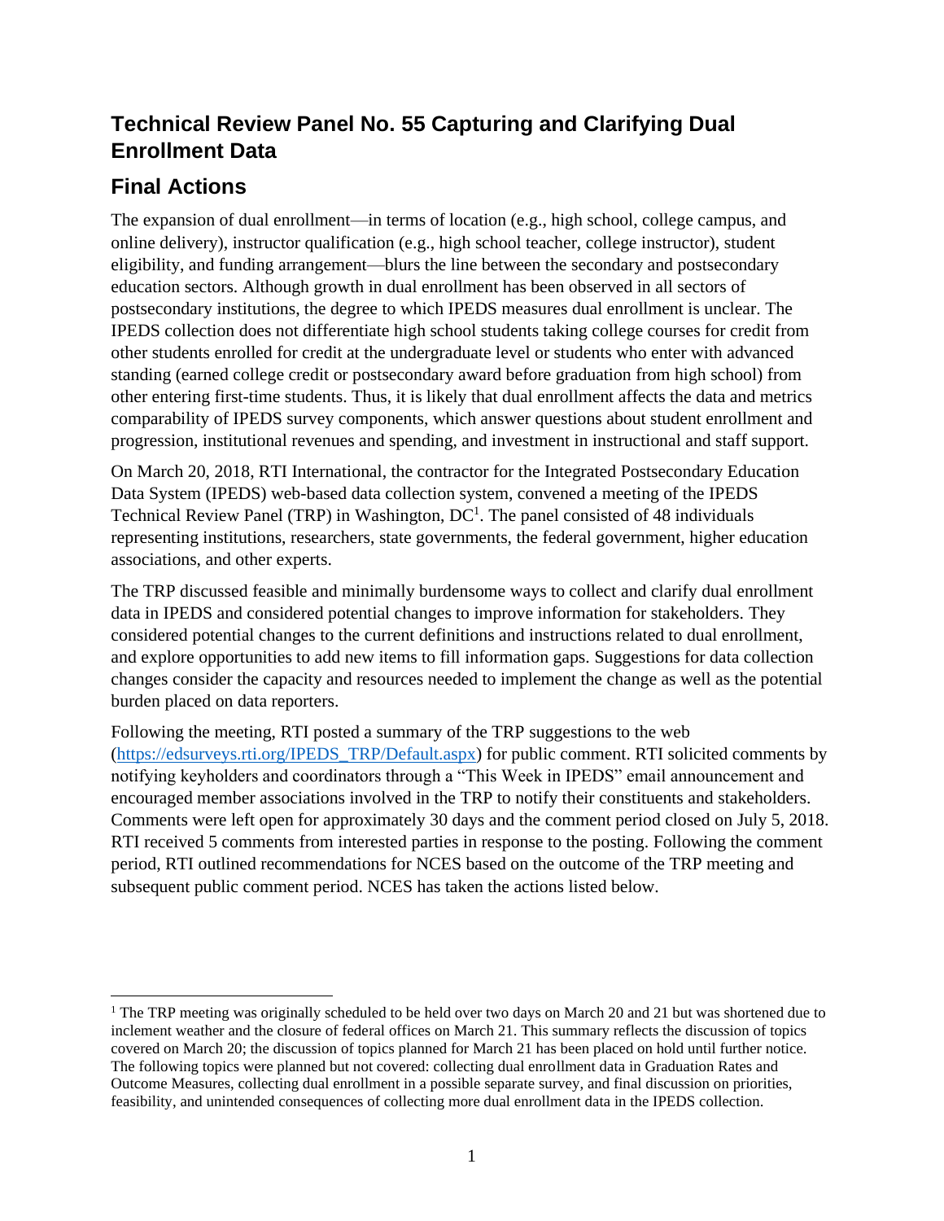# Technical Review Panel No. 55 Capturing and Clarifying Dual Enrollment Data

## Final Actions

The expansion of dual enrollment—in terms of location (e.g., high school, college campus, and online delivery), instructor qualification (e.g., high school teacher, college instructor), student eligibility, and funding arrangement—blurs the line between the secondary and postsecondary education sectors. Although growth in dual enrollment has been observed in all sectors of postsecondary institutions, the degree to which IPEDS measures dual enrollment is unclear. The IPEDS collection does not differentiate high school students taking college courses for credit from other students enrolled for credit at the undergraduate level or students who enter with advanced standing (earned college credit or postsecondary award before graduation from high school) from other entering first-time students. Thus, it is likely that dual enrollment affects the data and metrics comparability of IPEDS survey components, which answer questions about student enrollment and progression, institutional revenues and spending, and investment in instructional and staff support.

On March 20, 2018, RTI International, the contractor for the Integrated Postsecondary Education Data System (IPEDS) web-based data collection system, convened a meeting of the IPEDS Technical Review Panel (TRP) in Washington, DC[1]. The panel consisted of 48 individuals representing institutions, researchers, state governments, the federal government, higher education associations, and other experts.

The TRP discussed feasible and minimally burdensome ways to collect and clarify dual enrollment data in IPEDS and considered potential changes to improve information for stakeholders. They considered potential changes to the current definitions and instructions related to dual enrollment, and explore opportunities to add new items to fill information gaps. Suggestions for data collection changes consider the capacity and resources needed to implement the change as well as the potential burden placed on data reporters.

Following the meeting, RTI posted a summary of the TRP suggestions to the web (https://edsurveys.rti.org/IPEDS_TRP/Default.aspx) for public comment. RTI solicited comments by notifying keyholders and coordinators through a "This Week in IPEDS" email announcement and encouraged member associations involved in the TRP to notify their constituents and stakeholders. Comments were left open for approximately 30 days and the comment period closed on July 5, 2018. RTI received 5 comments from interested parties in response to the posting. Following the comment period, RTI outlined recommendations for NCES based on the outcome of the TRP meeting and subsequent public comment period. NCES has taken the actions listed below.

---

[1] The TRP meeting was originally scheduled to be held over two days on March 20 and 21 but was shortened due to inclement weather and the closure of federal offices on March 21. This summary reflects the discussion of topics covered on March 20; the discussion of topics planned for March 21 has been placed on hold until further notice. The following topics were planned but not covered: collecting dual enrollment data in Graduation Rates and Outcome Measures, collecting dual enrollment in a possible separate survey, and final discussion on priorities, feasibility, and unintended consequences of collecting more dual enrollment data in the IPEDS collection.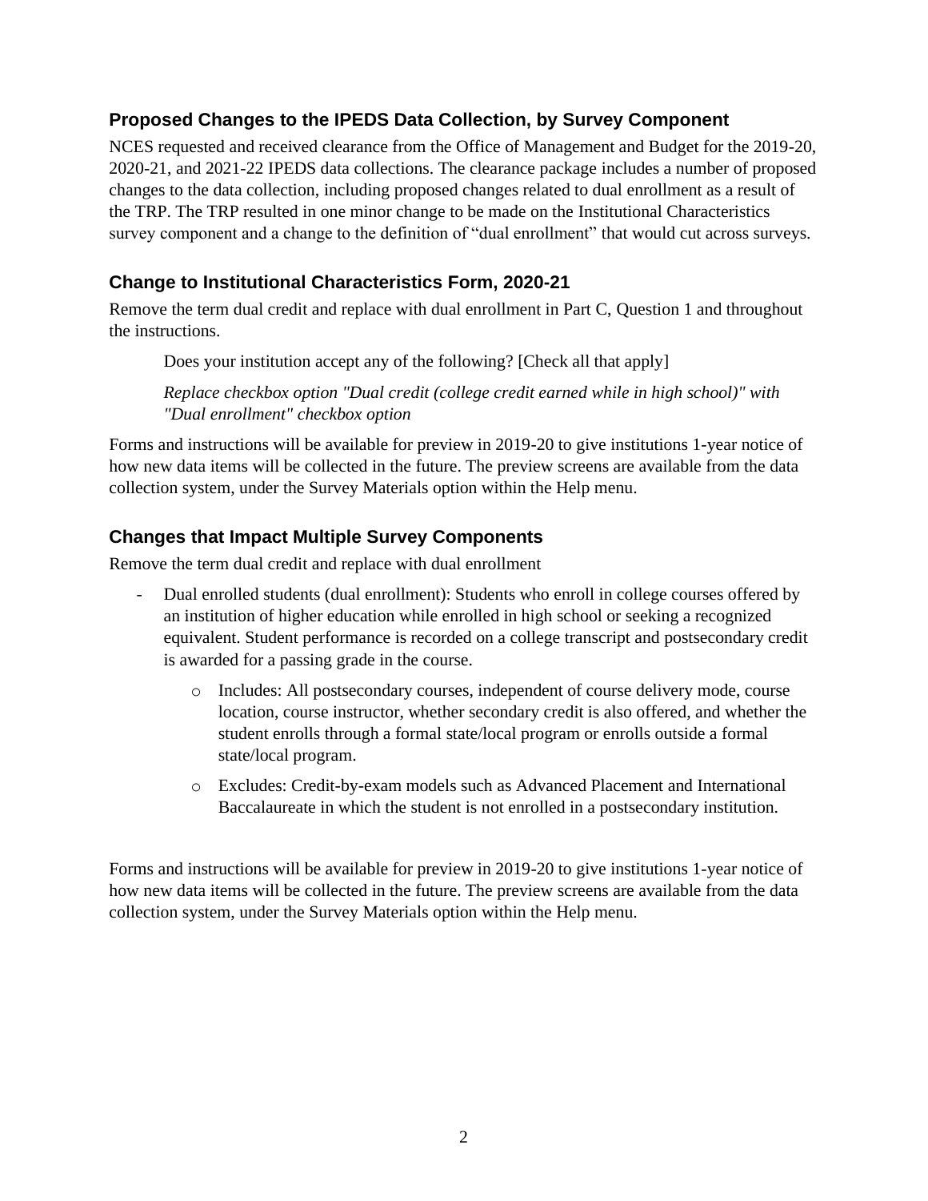## Proposed Changes to the IPEDS Data Collection, by Survey Component

NCES requested and received clearance from the Office of Management and Budget for the 2019-20, 2020-21, and 2021-22 IPEDS data collections. The clearance package includes a number of proposed changes to the data collection, including proposed changes related to dual enrollment as a result of the TRP. The TRP resulted in one minor change to be made on the Institutional Characteristics survey component and a change to the definition of "dual enrollment" that would cut across surveys.

## Change to Institutional Characteristics Form, 2020-21

Remove the term dual credit and replace with dual enrollment in Part C, Question 1 and throughout the instructions.

> Does your institution accept any of the following? [Check all that apply]
>
> *Replace checkbox option "Dual credit (college credit earned while in high school)" with "Dual enrollment" checkbox option*

Forms and instructions will be available for preview in 2019-20 to give institutions 1-year notice of how new data items will be collected in the future. The preview screens are available from the data collection system, under the Survey Materials option within the Help menu.

## Changes that Impact Multiple Survey Components

Remove the term dual credit and replace with dual enrollment

- Dual enrolled students (dual enrollment): Students who enroll in college courses offered by an institution of higher education while enrolled in high school or seeking a recognized equivalent. Student performance is recorded on a college transcript and postsecondary credit is awarded for a passing grade in the course.
    - Includes: All postsecondary courses, independent of course delivery mode, course location, course instructor, whether secondary credit is also offered, and whether the student enrolls through a formal state/local program or enrolls outside a formal state/local program.
    - Excludes: Credit-by-exam models such as Advanced Placement and International Baccalaureate in which the student is not enrolled in a postsecondary institution.

Forms and instructions will be available for preview in 2019-20 to give institutions 1-year notice of how new data items will be collected in the future. The preview screens are available from the data collection system, under the Survey Materials option within the Help menu.